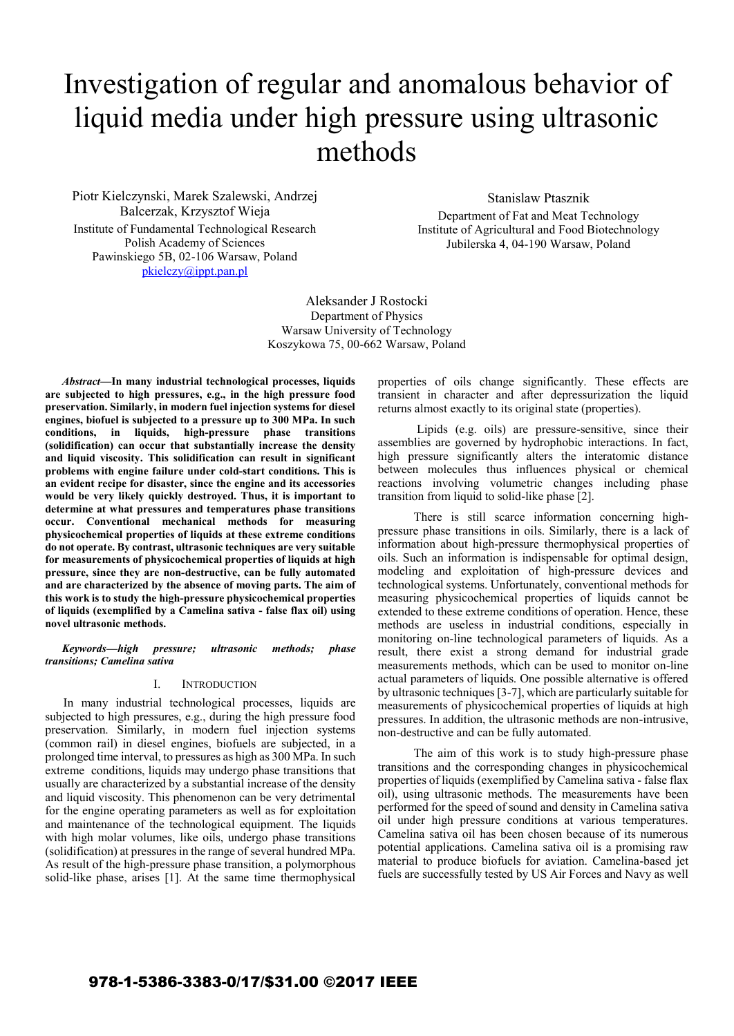# Investigation of regular and anomalous behavior of liquid media under high pressure using ultrasonic methods

Piotr Kielczynski, Marek Szalewski, Andrzej Balcerzak, Krzysztof Wieja
Institute of Fundamental Technological Research
Polish Academy of Sciences
Pawinskiego 5B, 02-106 Warsaw, Poland
pkielczy@ippt.pan.pl

Stanislaw Ptasznik
Department of Fat and Meat Technology
Institute of Agricultural and Food Biotechnology
Jubilerska 4, 04-190 Warsaw, Poland

Aleksander J Rostocki
Department of Physics
Warsaw University of Technology
Koszykowa 75, 00-662 Warsaw, Poland

***Abstract*—In many industrial technological processes, liquids are subjected to high pressures, e.g., in the high pressure food preservation. Similarly, in modern fuel injection systems for diesel engines, biofuel is subjected to a pressure up to 300 MPa. In such conditions, in liquids, high-pressure phase transitions (solidification) can occur that substantially increase the density and liquid viscosity. This solidification can result in significant problems with engine failure under cold-start conditions. This is an evident recipe for disaster, since the engine and its accessories would be very likely quickly destroyed. Thus, it is important to determine at what pressures and temperatures phase transitions occur. Conventional mechanical methods for measuring physicochemical properties of liquids at these extreme conditions do not operate. By contrast, ultrasonic techniques are very suitable for measurements of physicochemical properties of liquids at high pressure, since they are non-destructive, can be fully automated and are characterized by the absence of moving parts. The aim of this work is to study the high-pressure physicochemical properties of liquids (exemplified by a Camelina sativa - false flax oil) using novel ultrasonic methods.**

***Keywords—high pressure; ultrasonic methods; phase transitions; Camelina sativa***

## I. Introduction

In many industrial technological processes, liquids are subjected to high pressures, e.g., during the high pressure food preservation. Similarly, in modern fuel injection systems (common rail) in diesel engines, biofuels are subjected, in a prolonged time interval, to pressures as high as 300 MPa. In such extreme conditions, liquids may undergo phase transitions that usually are characterized by a substantial increase of the density and liquid viscosity. This phenomenon can be very detrimental for the engine operating parameters as well as for exploitation and maintenance of the technological equipment. The liquids with high molar volumes, like oils, undergo phase transitions (solidification) at pressures in the range of several hundred MPa. As result of the high-pressure phase transition, a polymorphous solid-like phase, arises [1]. At the same time thermophysical properties of oils change significantly. These effects are transient in character and after depressurization the liquid returns almost exactly to its original state (properties).

Lipids (e.g. oils) are pressure-sensitive, since their assemblies are governed by hydrophobic interactions. In fact, high pressure significantly alters the interatomic distance between molecules thus influences physical or chemical reactions involving volumetric changes including phase transition from liquid to solid-like phase [2].

There is still scarce information concerning high-pressure phase transitions in oils. Similarly, there is a lack of information about high-pressure thermophysical properties of oils. Such an information is indispensable for optimal design, modeling and exploitation of high-pressure devices and technological systems. Unfortunately, conventional methods for measuring physicochemical properties of liquids cannot be extended to these extreme conditions of operation. Hence, these methods are useless in industrial conditions, especially in monitoring on-line technological parameters of liquids. As a result, there exist a strong demand for industrial grade measurements methods, which can be used to monitor on-line actual parameters of liquids. One possible alternative is offered by ultrasonic techniques [3-7], which are particularly suitable for measurements of physicochemical properties of liquids at high pressures. In addition, the ultrasonic methods are non-intrusive, non-destructive and can be fully automated.

The aim of this work is to study high-pressure phase transitions and the corresponding changes in physicochemical properties of liquids (exemplified by Camelina sativa - false flax oil), using ultrasonic methods. The measurements have been performed for the speed of sound and density in Camelina sativa oil under high pressure conditions at various temperatures. Camelina sativa oil has been chosen because of its numerous potential applications. Camelina sativa oil is a promising raw material to produce biofuels for aviation. Camelina-based jet fuels are successfully tested by US Air Forces and Navy as well

978-1-5386-3383-0/17/$31.00 ©2017 IEEE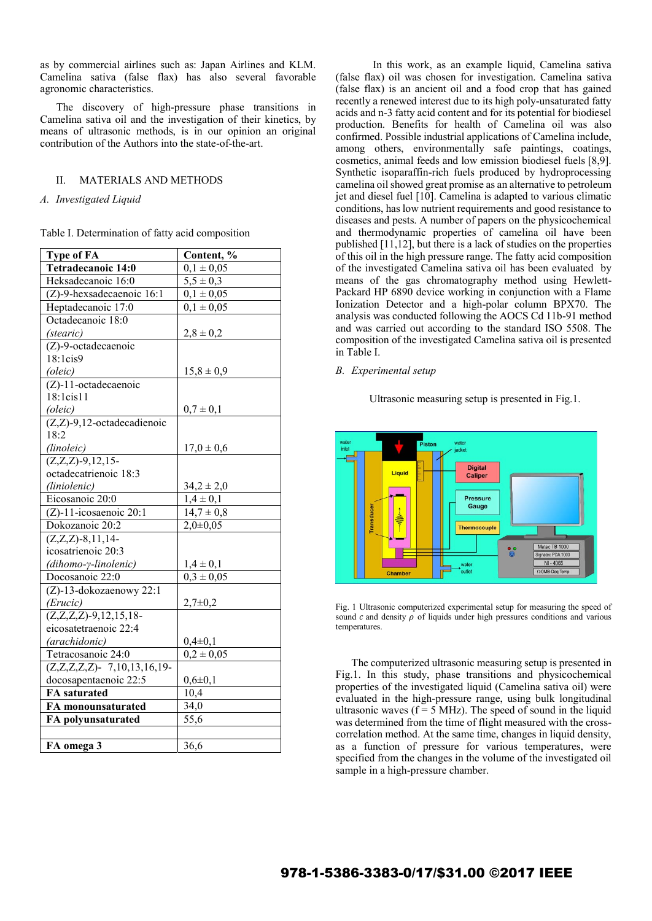as by commercial airlines such as: Japan Airlines and KLM. Camelina sativa (false flax) has also several favorable agronomic characteristics.

The discovery of high-pressure phase transitions in Camelina sativa oil and the investigation of their kinetics, by means of ultrasonic methods, is in our opinion an original contribution of the Authors into the state-of-the-art.

## II. MATERIALS AND METHODS

### *A. Investigated Liquid*

Table I. Determination of fatty acid composition

| **Type of FA** | **Content, %** |
|---|---|
| **Tetradecanoic 14:0** | 0,1 ± 0,05 |
| Heksadecanoic 16:0 | 5,5 ± 0,3 |
| (Z)-9-hexsadecanoic 16:1 | 0,1 ± 0,05 |
| Heptadecanoic 17:0 | 0,1 ± 0,05 |
| Octadecanoic 18:0 *(stearic)* | 2,8 ± 0,2 |
| (Z)-9-octadecaenoic 18:1cis9 *(oleic)* | 15,8 ± 0,9 |
| (Z)-11-octadecaenoic 18:1cis11 *(oleic)* | 0,7 ± 0,1 |
| (Z,Z)-9,12-octadecadienoic 18:2 *(linoleic)* | 17,0 ± 0,6 |
| (Z,Z,Z)-9,12,15-octadecatrienoic 18:3 *(liniolenic)* | 34,2 ± 2,0 |
| Eicosanoic 20:0 | 1,4 ± 0,1 |
| (Z)-11-icosaenoic 20:1 | 14,7 ± 0,8 |
| Dokozanoic 20:2 | 2,0±0,05 |
| (Z,Z,Z)-8,11,14-icosatrienoic 20:3 *(dihomo-γ-linolenic)* | 1,4 ± 0,1 |
| Docosanoic 22:0 | 0,3 ± 0,05 |
| (Z)-13-dokozaenowy 22:1 *(Erucic)* | 2,7±0,2 |
| (Z,Z,Z,Z)-9,12,15,18-eicosatetraenoic 22:4 *(arachidonic)* | 0,4±0,1 |
| Tetracosanoic 24:0 | 0,2 ± 0,05 |
| (Z,Z,Z,Z,Z)- 7,10,13,16,19-docosapentaenoic 22:5 | 0,6±0,1 |
| **FA saturated** | 10,4 |
| **FA monounsaturated** | 34,0 |
| **FA polyunsaturated** | 55,6 |
| | |
| **FA omega 3** | 36,6 |

In this work, as an example liquid, Camelina sativa (false flax) oil was chosen for investigation. Camelina sativa (false flax) is an ancient oil and a food crop that has gained recently a renewed interest due to its high poly-unsaturated fatty acids and n-3 fatty acid content and for its potential for biodiesel production. Benefits for health of Camelina oil was also confirmed. Possible industrial applications of Camelina include, among others, environmentally safe paintings, coatings, cosmetics, animal feeds and low emission biodiesel fuels [8,9]. Synthetic isoparaffin-rich fuels produced by hydroprocessing camelina oil showed great promise as an alternative to petroleum jet and diesel fuel [10]. Camelina is adapted to various climatic conditions, has low nutrient requirements and good resistance to diseases and pests. A number of papers on the physicochemical and thermodynamic properties of camelina oil have been published [11,12], but there is a lack of studies on the properties of this oil in the high pressure range. The fatty acid composition of the investigated Camelina sativa oil has been evaluated by means of the gas chromatography method using Hewlett-Packard HP 6890 device working in conjunction with a Flame Ionization Detector and a high-polar column BPX70. The analysis was conducted following the AOCS Cd 11b-91 method and was carried out according to the standard ISO 5508. The composition of the investigated Camelina sativa oil is presented in Table I.

### *B. Experimental setup*

Ultrasonic measuring setup is presented in Fig.1.

Fig. 1 Ultrasonic computerized experimental setup for measuring the speed of sound $c$ and density $\rho$ of liquids under high pressures conditions and various temperatures.

The computerized ultrasonic measuring setup is presented in Fig.1. In this study, phase transitions and physicochemical properties of the investigated liquid (Camelina sativa oil) were evaluated in the high-pressure range, using bulk longitudinal ultrasonic waves (f = 5 MHz). The speed of sound in the liquid was determined from the time of flight measured with the cross-correlation method. At the same time, changes in liquid density, as a function of pressure for various temperatures, were specified from the changes in the volume of the investigated oil sample in a high-pressure chamber.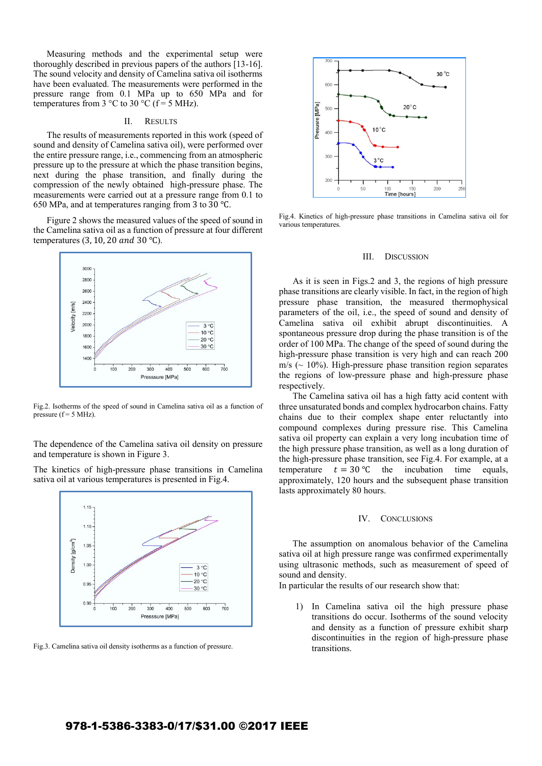Measuring methods and the experimental setup were thoroughly described in previous papers of the authors [13-16]. The sound velocity and density of Camelina sativa oil isotherms have been evaluated. The measurements were performed in the pressure range from 0.1 MPa up to 650 MPa and for temperatures from 3 °C to 30 °C (f = 5 MHz).

## II. Results

The results of measurements reported in this work (speed of sound and density of Camelina sativa oil), were performed over the entire pressure range, i.e., commencing from an atmospheric pressure up to the pressure at which the phase transition begins, next during the phase transition, and finally during the compression of the newly obtained high-pressure phase. The measurements were carried out at a pressure range from 0.1 to 650 MPa, and at temperatures ranging from 3 to 30 ℃.

Figure 2 shows the measured values of the speed of sound in the Camelina sativa oil as a function of pressure at four different temperatures ($3, 10, 20$ *and* $30$ ℃).

Fig.2. Isotherms of the speed of sound in Camelina sativa oil as a function of pressure (f = 5 MHz).

The dependence of the Camelina sativa oil density on pressure and temperature is shown in Figure 3.

The kinetics of high-pressure phase transitions in Camelina sativa oil at various temperatures is presented in Fig.4.

Fig.3. Camelina sativa oil density isotherms as a function of pressure.

Fig.4. Kinetics of high-pressure phase transitions in Camelina sativa oil for various temperatures.

## III. Discussion

As it is seen in Figs.2 and 3, the regions of high pressure phase transitions are clearly visible. In fact, in the region of high pressure phase transition, the measured thermophysical parameters of the oil, i.e., the speed of sound and density of Camelina sativa oil exhibit abrupt discontinuities. A spontaneous pressure drop during the phase transition is of the order of 100 MPa. The change of the speed of sound during the high-pressure phase transition is very high and can reach 200 m/s (~ 10%). High-pressure phase transition region separates the regions of low-pressure phase and high-pressure phase respectively.

The Camelina sativa oil has a high fatty acid content with three unsaturated bonds and complex hydrocarbon chains. Fatty chains due to their complex shape enter reluctantly into compound complexes during pressure rise. This Camelina sativa oil property can explain a very long incubation time of the high pressure phase transition, as well as a long duration of the high-pressure phase transition, see Fig.4. For example, at a temperature $t = 30$ ℃ the incubation time equals, approximately, 120 hours and the subsequent phase transition lasts approximately 80 hours.

## IV. Conclusions

The assumption on anomalous behavior of the Camelina sativa oil at high pressure range was confirmed experimentally using ultrasonic methods, such as measurement of speed of sound and density.

In particular the results of our research show that:

1) In Camelina sativa oil the high pressure phase transitions do occur. Isotherms of the sound velocity and density as a function of pressure exhibit sharp discontinuities in the region of high-pressure phase transitions.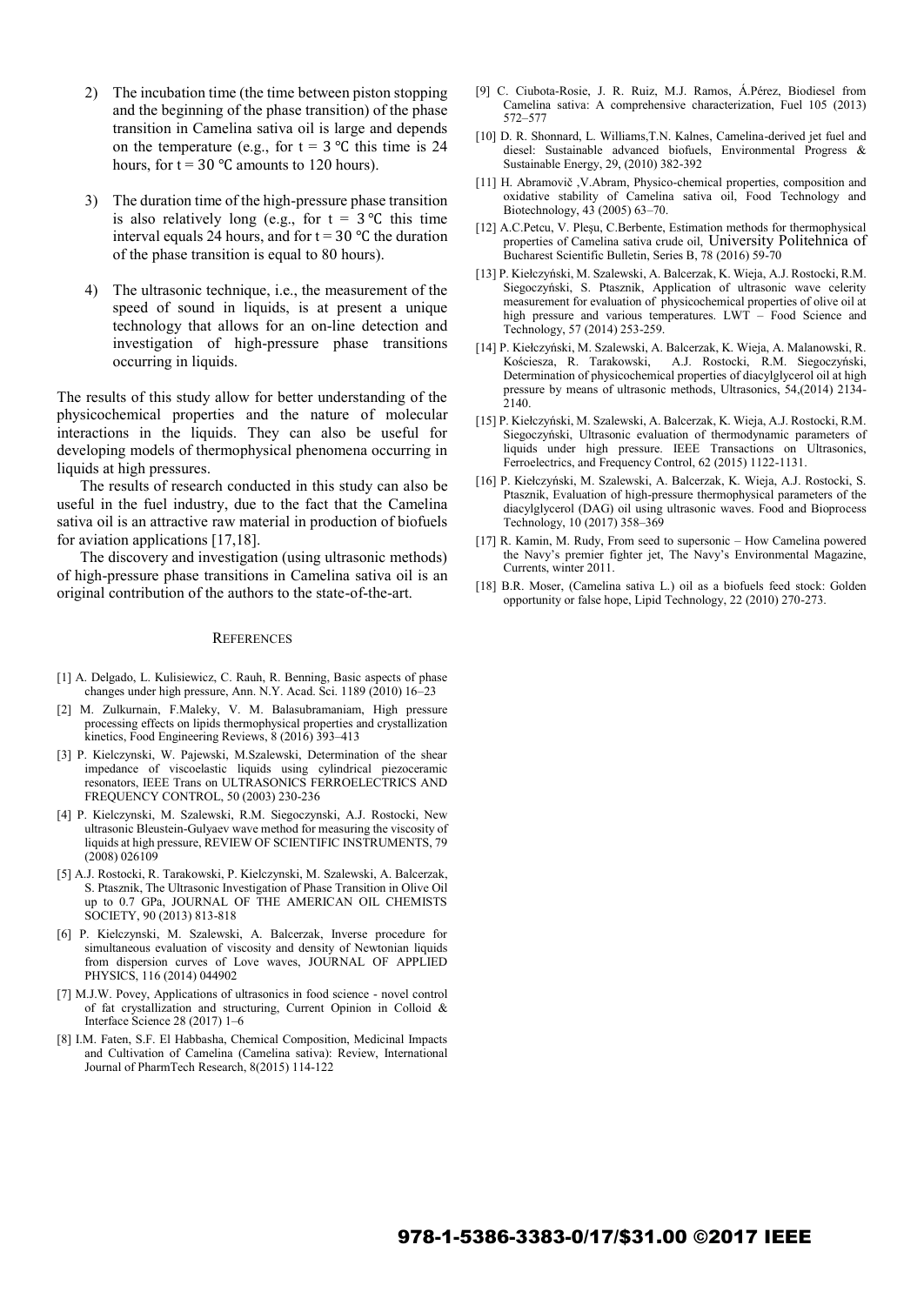2) The incubation time (the time between piston stopping and the beginning of the phase transition) of the phase transition in Camelina sativa oil is large and depends on the temperature (e.g., for t = 3 ℃ this time is 24 hours, for t = 30 ℃ amounts to 120 hours).

3) The duration time of the high-pressure phase transition is also relatively long (e.g., for t = 3 ℃ this time interval equals 24 hours, and for t = 30 ℃ the duration of the phase transition is equal to 80 hours).

4) The ultrasonic technique, i.e., the measurement of the speed of sound in liquids, is at present a unique technology that allows for an on-line detection and investigation of high-pressure phase transitions occurring in liquids.

The results of this study allow for better understanding of the physicochemical properties and the nature of molecular interactions in the liquids. They can also be useful for developing models of thermophysical phenomena occurring in liquids at high pressures.

The results of research conducted in this study can also be useful in the fuel industry, due to the fact that the Camelina sativa oil is an attractive raw material in production of biofuels for aviation applications [17,18].

The discovery and investigation (using ultrasonic methods) of high-pressure phase transitions in Camelina sativa oil is an original contribution of the authors to the state-of-the-art.

## References

[1] A. Delgado, L. Kulisiewicz, C. Rauh, R. Benning, Basic aspects of phase changes under high pressure, Ann. N.Y. Acad. Sci. 1189 (2010) 16–23

[2] M. Zulkurnain, F.Maleky, V. M. Balasubramaniam, High pressure processing effects on lipids thermophysical properties and crystallization kinetics, Food Engineering Reviews, 8 (2016) 393–413

[3] P. Kielczynski, W. Pajewski, M.Szalewski, Determination of the shear impedance of viscoelastic liquids using cylindrical piezoceramic resonators, IEEE Trans on ULTRASONICS FERROELECTRICS AND FREQUENCY CONTROL, 50 (2003) 230-236

[4] P. Kielczynski, M. Szalewski, R.M. Siegoczynski, A.J. Rostocki, New ultrasonic Bleustein-Gulyaev wave method for measuring the viscosity of liquids at high pressure, REVIEW OF SCIENTIFIC INSTRUMENTS, 79 (2008) 026109

[5] A.J. Rostocki, R. Tarakowski, P. Kielczynski, M. Szalewski, A. Balcerzak, S. Ptasznik, The Ultrasonic Investigation of Phase Transition in Olive Oil up to 0.7 GPa, JOURNAL OF THE AMERICAN OIL CHEMISTS SOCIETY, 90 (2013) 813-818

[6] P. Kielczynski, M. Szalewski, A. Balcerzak, Inverse procedure for simultaneous evaluation of viscosity and density of Newtonian liquids from dispersion curves of Love waves, JOURNAL OF APPLIED PHYSICS, 116 (2014) 044902

[7] M.J.W. Povey, Applications of ultrasonics in food science - novel control of fat crystallization and structuring, Current Opinion in Colloid & Interface Science 28 (2017) 1–6

[8] I.M. Faten, S.F. El Habbasha, Chemical Composition, Medicinal Impacts and Cultivation of Camelina (Camelina sativa): Review, International Journal of PharmTech Research, 8(2015) 114-122

[9] C. Ciubota-Rosie, J. R. Ruiz, M.J. Ramos, Á.Pérez, Biodiesel from Camelina sativa: A comprehensive characterization, Fuel 105 (2013) 572–577

[10] D. R. Shonnard, L. Williams,T.N. Kalnes, Camelina-derived jet fuel and diesel: Sustainable advanced biofuels, Environmental Progress & Sustainable Energy, 29, (2010) 382-392

[11] H. Abramovič ,V.Abram, Physico-chemical properties, composition and oxidative stability of Camelina sativa oil, Food Technology and Biotechnology, 43 (2005) 63–70.

[12] A.C.Petcu, V. Pleşu, C.Berbente, Estimation methods for thermophysical properties of Camelina sativa crude oil, University Politehnica of Bucharest Scientific Bulletin, Series B, 78 (2016) 59-70

[13] P. Kiełczyński, M. Szalewski, A. Balcerzak, K. Wieja, A.J. Rostocki, R.M. Siegoczyński, S. Ptasznik, Application of ultrasonic wave celerity measurement for evaluation of physicochemical properties of olive oil at high pressure and various temperatures. LWT – Food Science and Technology, 57 (2014) 253-259.

[14] P. Kiełczyński, M. Szalewski, A. Balcerzak, K. Wieja, A. Malanowski, R. Kościesza, R. Tarakowski, A.J. Rostocki, R.M. Siegoczyński, Determination of physicochemical properties of diacylglycerol oil at high pressure by means of ultrasonic methods, Ultrasonics, 54,(2014) 2134-2140.

[15] P. Kiełczyński, M. Szalewski, A. Balcerzak, K. Wieja, A.J. Rostocki, R.M. Siegoczyński, Ultrasonic evaluation of thermodynamic parameters of liquids under high pressure. IEEE Transactions on Ultrasonics, Ferroelectrics, and Frequency Control, 62 (2015) 1122-1131.

[16] P. Kiełczyński, M. Szalewski, A. Balcerzak, K. Wieja, A.J. Rostocki, S. Ptasznik, Evaluation of high-pressure thermophysical parameters of the diacylglycerol (DAG) oil using ultrasonic waves. Food and Bioprocess Technology, 10 (2017) 358–369

[17] R. Kamin, M. Rudy, From seed to supersonic – How Camelina powered the Navy's premier fighter jet, The Navy's Environmental Magazine, Currents, winter 2011.

[18] B.R. Moser, (Camelina sativa L.) oil as a biofuels feed stock: Golden opportunity or false hope, Lipid Technology, 22 (2010) 270-273.